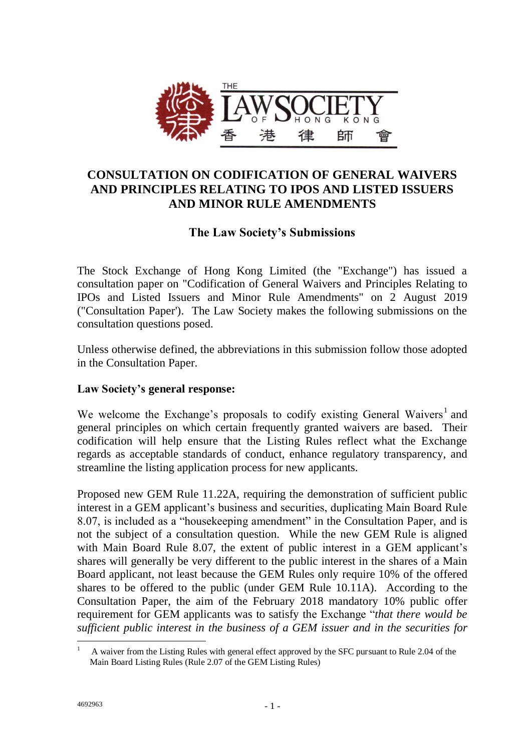# CONSULTATION ON CODIFICATION OF GENERAL WAIVERS AND PRINCIPLES RELATING TO IPOS AND LISTED ISSUERS AND MINOR RULE AMENDMENTS

## The Law Society's Submissions

The Stock Exchange of Hong Kong Limited (the "Exchange") has issued a consultation paper on "Codification of General Waivers and Principles Relating to IPOs and Listed Issuers and Minor Rule Amendments" on 2 August 2019 ("Consultation Paper'). The Law Society makes the following submissions on the consultation questions posed.

Unless otherwise defined, the abbreviations in this submission follow those adopted in the Consultation Paper.

**Law Society's general response:**

We welcome the Exchange's proposals to codify existing General Waivers[1] and general principles on which certain frequently granted waivers are based. Their codification will help ensure that the Listing Rules reflect what the Exchange regards as acceptable standards of conduct, enhance regulatory transparency, and streamline the listing application process for new applicants.

Proposed new GEM Rule 11.22A, requiring the demonstration of sufficient public interest in a GEM applicant's business and securities, duplicating Main Board Rule 8.07, is included as a "housekeeping amendment" in the Consultation Paper, and is not the subject of a consultation question. While the new GEM Rule is aligned with Main Board Rule 8.07, the extent of public interest in a GEM applicant's shares will generally be very different to the public interest in the shares of a Main Board applicant, not least because the GEM Rules only require 10% of the offered shares to be offered to the public (under GEM Rule 10.11A). According to the Consultation Paper, the aim of the February 2018 mandatory 10% public offer requirement for GEM applicants was to satisfy the Exchange "*that there would be sufficient public interest in the business of a GEM issuer and in the securities for*

[1] A waiver from the Listing Rules with general effect approved by the SFC pursuant to Rule 2.04 of the Main Board Listing Rules (Rule 2.07 of the GEM Listing Rules)

4692963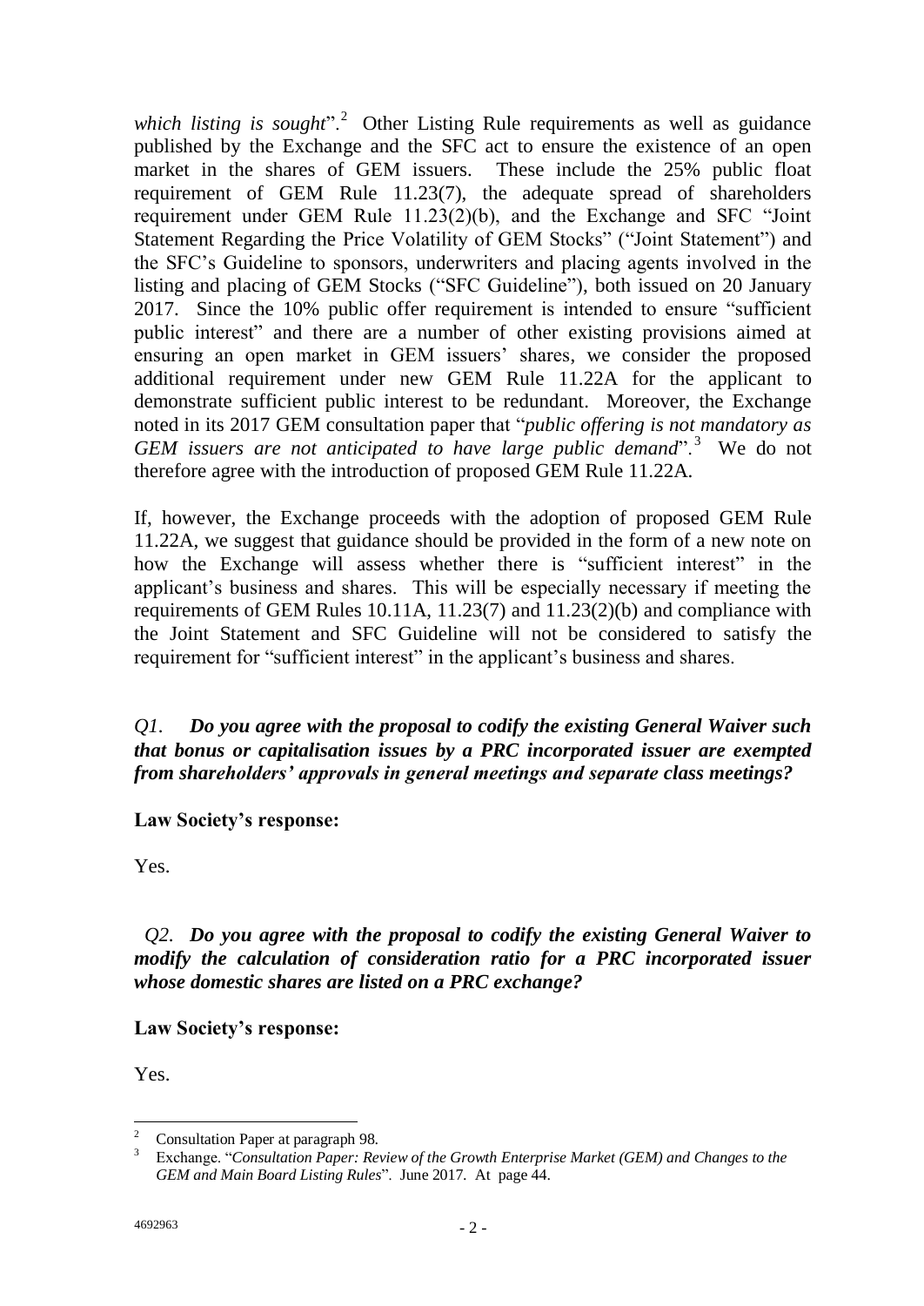*which listing is sought*".[2] Other Listing Rule requirements as well as guidance published by the Exchange and the SFC act to ensure the existence of an open market in the shares of GEM issuers. These include the 25% public float requirement of GEM Rule 11.23(7), the adequate spread of shareholders requirement under GEM Rule 11.23(2)(b), and the Exchange and SFC "Joint Statement Regarding the Price Volatility of GEM Stocks" ("Joint Statement") and the SFC's Guideline to sponsors, underwriters and placing agents involved in the listing and placing of GEM Stocks ("SFC Guideline"), both issued on 20 January 2017. Since the 10% public offer requirement is intended to ensure "sufficient public interest" and there are a number of other existing provisions aimed at ensuring an open market in GEM issuers' shares, we consider the proposed additional requirement under new GEM Rule 11.22A for the applicant to demonstrate sufficient public interest to be redundant. Moreover, the Exchange noted in its 2017 GEM consultation paper that "*public offering is not mandatory as GEM issuers are not anticipated to have large public demand*".[3] We do not therefore agree with the introduction of proposed GEM Rule 11.22A.

If, however, the Exchange proceeds with the adoption of proposed GEM Rule 11.22A, we suggest that guidance should be provided in the form of a new note on how the Exchange will assess whether there is "sufficient interest" in the applicant's business and shares. This will be especially necessary if meeting the requirements of GEM Rules 10.11A, 11.23(7) and 11.23(2)(b) and compliance with the Joint Statement and SFC Guideline will not be considered to satisfy the requirement for "sufficient interest" in the applicant's business and shares.

*Q1.* ***Do you agree with the proposal to codify the existing General Waiver such that bonus or capitalisation issues by a PRC incorporated issuer are exempted from shareholders' approvals in general meetings and separate class meetings?***

**Law Society's response:**

Yes.

*Q2.* ***Do you agree with the proposal to codify the existing General Waiver to modify the calculation of consideration ratio for a PRC incorporated issuer whose domestic shares are listed on a PRC exchange?***

**Law Society's response:**

Yes.

---

[2] Consultation Paper at paragraph 98.

[3] Exchange. "*Consultation Paper: Review of the Growth Enterprise Market (GEM) and Changes to the GEM and Main Board Listing Rules*". June 2017. At page 44.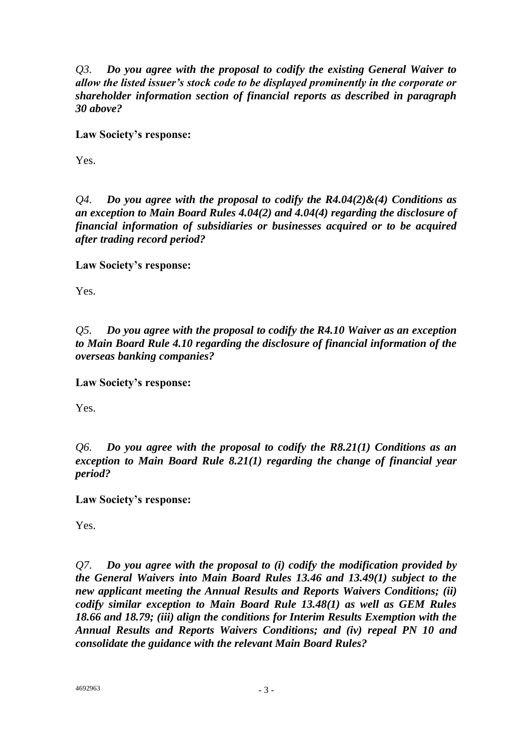*Q3.* ***Do you agree with the proposal to codify the existing General Waiver to allow the listed issuer's stock code to be displayed prominently in the corporate or shareholder information section of financial reports as described in paragraph 30 above?***

**Law Society's response:**

Yes.

*Q4.* ***Do you agree with the proposal to codify the R4.04(2)&(4) Conditions as an exception to Main Board Rules 4.04(2) and 4.04(4) regarding the disclosure of financial information of subsidiaries or businesses acquired or to be acquired after trading record period?***

**Law Society's response:**

Yes.

*Q5.* ***Do you agree with the proposal to codify the R4.10 Waiver as an exception to Main Board Rule 4.10 regarding the disclosure of financial information of the overseas banking companies?***

**Law Society's response:**

Yes.

*Q6.* ***Do you agree with the proposal to codify the R8.21(1) Conditions as an exception to Main Board Rule 8.21(1) regarding the change of financial year period?***

**Law Society's response:**

Yes.

*Q7.* ***Do you agree with the proposal to (i) codify the modification provided by the General Waivers into Main Board Rules 13.46 and 13.49(1) subject to the new applicant meeting the Annual Results and Reports Waivers Conditions; (ii) codify similar exception to Main Board Rule 13.48(1) as well as GEM Rules 18.66 and 18.79; (iii) align the conditions for Interim Results Exemption with the Annual Results and Reports Waivers Conditions; and (iv) repeal PN 10 and consolidate the guidance with the relevant Main Board Rules?***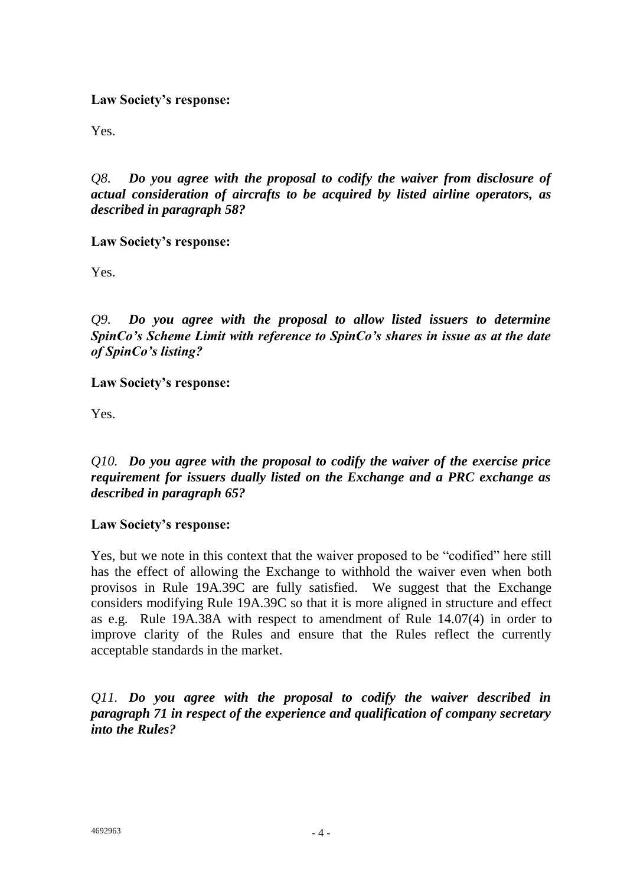**Law Society's response:**

Yes.

*Q8.* ***Do you agree with the proposal to codify the waiver from disclosure of actual consideration of aircrafts to be acquired by listed airline operators, as described in paragraph 58?***

**Law Society's response:**

Yes.

*Q9.* ***Do you agree with the proposal to allow listed issuers to determine SpinCo's Scheme Limit with reference to SpinCo's shares in issue as at the date of SpinCo's listing?***

**Law Society's response:**

Yes.

*Q10.* ***Do you agree with the proposal to codify the waiver of the exercise price requirement for issuers dually listed on the Exchange and a PRC exchange as described in paragraph 65?***

**Law Society's response:**

Yes, but we note in this context that the waiver proposed to be "codified" here still has the effect of allowing the Exchange to withhold the waiver even when both provisos in Rule 19A.39C are fully satisfied. We suggest that the Exchange considers modifying Rule 19A.39C so that it is more aligned in structure and effect as e.g. Rule 19A.38A with respect to amendment of Rule 14.07(4) in order to improve clarity of the Rules and ensure that the Rules reflect the currently acceptable standards in the market.

*Q11.* ***Do you agree with the proposal to codify the waiver described in paragraph 71 in respect of the experience and qualification of company secretary into the Rules?***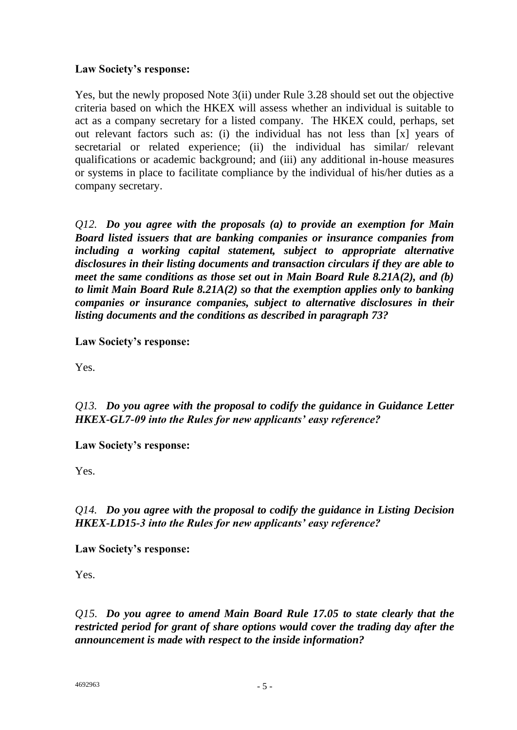**Law Society's response:**

Yes, but the newly proposed Note 3(ii) under Rule 3.28 should set out the objective criteria based on which the HKEX will assess whether an individual is suitable to act as a company secretary for a listed company. The HKEX could, perhaps, set out relevant factors such as: (i) the individual has not less than [x] years of secretarial or related experience; (ii) the individual has similar/ relevant qualifications or academic background; and (iii) any additional in-house measures or systems in place to facilitate compliance by the individual of his/her duties as a company secretary.

*Q12.* ***Do you agree with the proposals (a) to provide an exemption for Main Board listed issuers that are banking companies or insurance companies from including a working capital statement, subject to appropriate alternative disclosures in their listing documents and transaction circulars if they are able to meet the same conditions as those set out in Main Board Rule 8.21A(2), and (b) to limit Main Board Rule 8.21A(2) so that the exemption applies only to banking companies or insurance companies, subject to alternative disclosures in their listing documents and the conditions as described in paragraph 73?***

**Law Society's response:**

Yes.

*Q13.* ***Do you agree with the proposal to codify the guidance in Guidance Letter HKEX-GL7-09 into the Rules for new applicants' easy reference?***

**Law Society's response:**

Yes.

*Q14.* ***Do you agree with the proposal to codify the guidance in Listing Decision HKEX-LD15-3 into the Rules for new applicants' easy reference?***

**Law Society's response:**

Yes.

*Q15.* ***Do you agree to amend Main Board Rule 17.05 to state clearly that the restricted period for grant of share options would cover the trading day after the announcement is made with respect to the inside information?***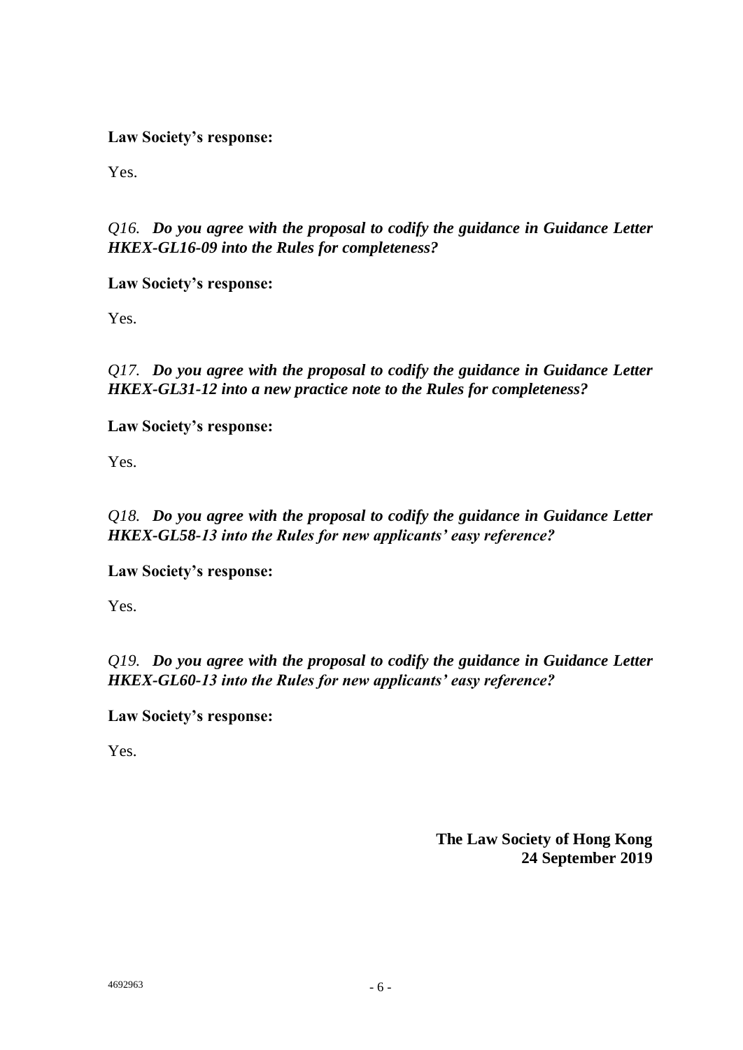**Law Society's response:**

Yes.

*Q16. **Do you agree with the proposal to codify the guidance in Guidance Letter HKEX-GL16-09 into the Rules for completeness?***

**Law Society's response:**

Yes.

*Q17. **Do you agree with the proposal to codify the guidance in Guidance Letter HKEX-GL31-12 into a new practice note to the Rules for completeness?***

**Law Society's response:**

Yes.

*Q18. **Do you agree with the proposal to codify the guidance in Guidance Letter HKEX-GL58-13 into the Rules for new applicants' easy reference?***

**Law Society's response:**

Yes.

*Q19. **Do you agree with the proposal to codify the guidance in Guidance Letter HKEX-GL60-13 into the Rules for new applicants' easy reference?***

**Law Society's response:**

Yes.

**The Law Society of Hong Kong**
**24 September 2019**

4692963